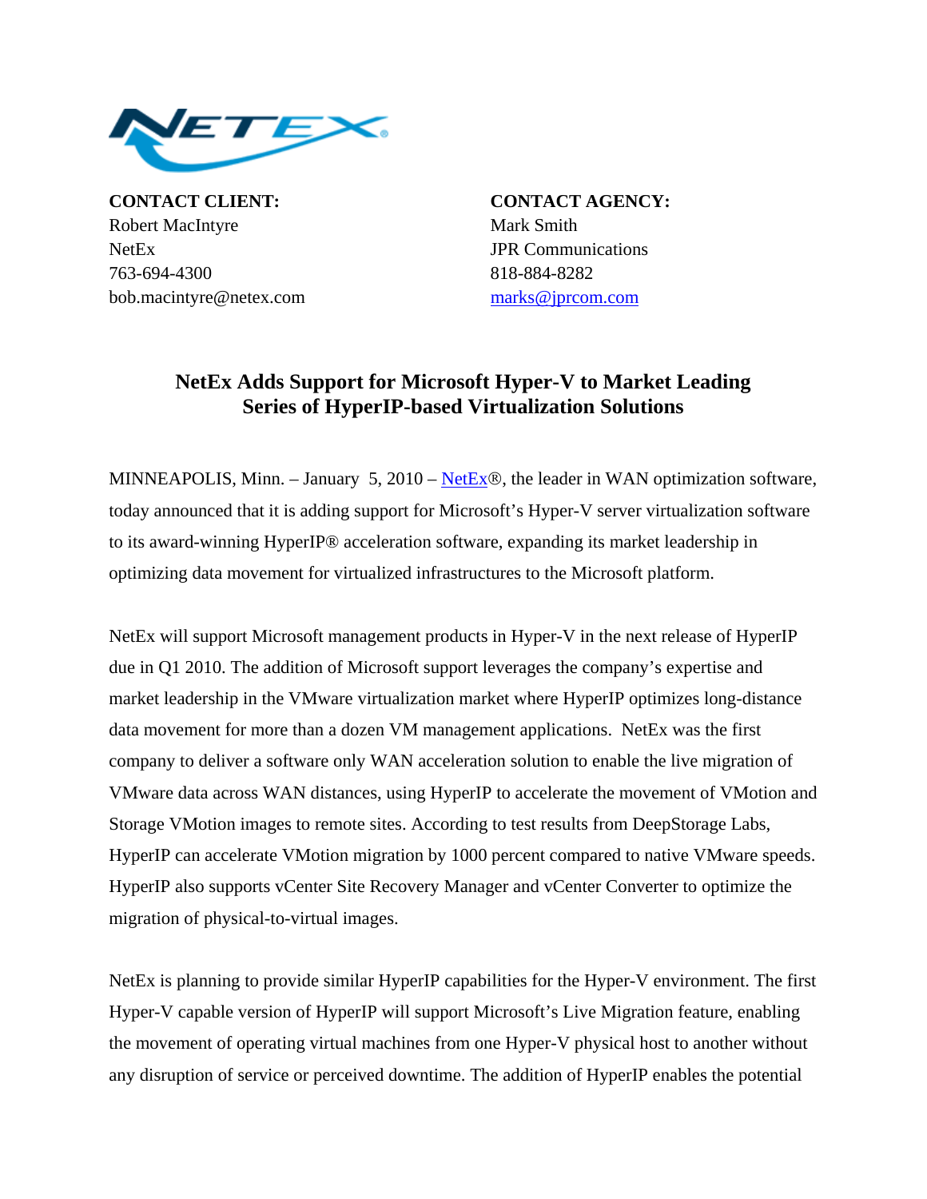**CONTACT CLIENT:**
Robert MacIntyre
NetEx
763-694-4300
bob.macintyre@netex.com

**CONTACT AGENCY:**
Mark Smith
JPR Communications
818-884-8282
marks@jprcom.com

## NetEx Adds Support for Microsoft Hyper-V to Market Leading Series of HyperIP-based Virtualization Solutions

MINNEAPOLIS, Minn. – January 5, 2010 – NetEx®, the leader in WAN optimization software, today announced that it is adding support for Microsoft's Hyper-V server virtualization software to its award-winning HyperIP® acceleration software, expanding its market leadership in optimizing data movement for virtualized infrastructures to the Microsoft platform.

NetEx will support Microsoft management products in Hyper-V in the next release of HyperIP due in Q1 2010. The addition of Microsoft support leverages the company's expertise and market leadership in the VMware virtualization market where HyperIP optimizes long-distance data movement for more than a dozen VM management applications. NetEx was the first company to deliver a software only WAN acceleration solution to enable the live migration of VMware data across WAN distances, using HyperIP to accelerate the movement of VMotion and Storage VMotion images to remote sites. According to test results from DeepStorage Labs, HyperIP can accelerate VMotion migration by 1000 percent compared to native VMware speeds. HyperIP also supports vCenter Site Recovery Manager and vCenter Converter to optimize the migration of physical-to-virtual images.

NetEx is planning to provide similar HyperIP capabilities for the Hyper-V environment. The first Hyper-V capable version of HyperIP will support Microsoft's Live Migration feature, enabling the movement of operating virtual machines from one Hyper-V physical host to another without any disruption of service or perceived downtime. The addition of HyperIP enables the potential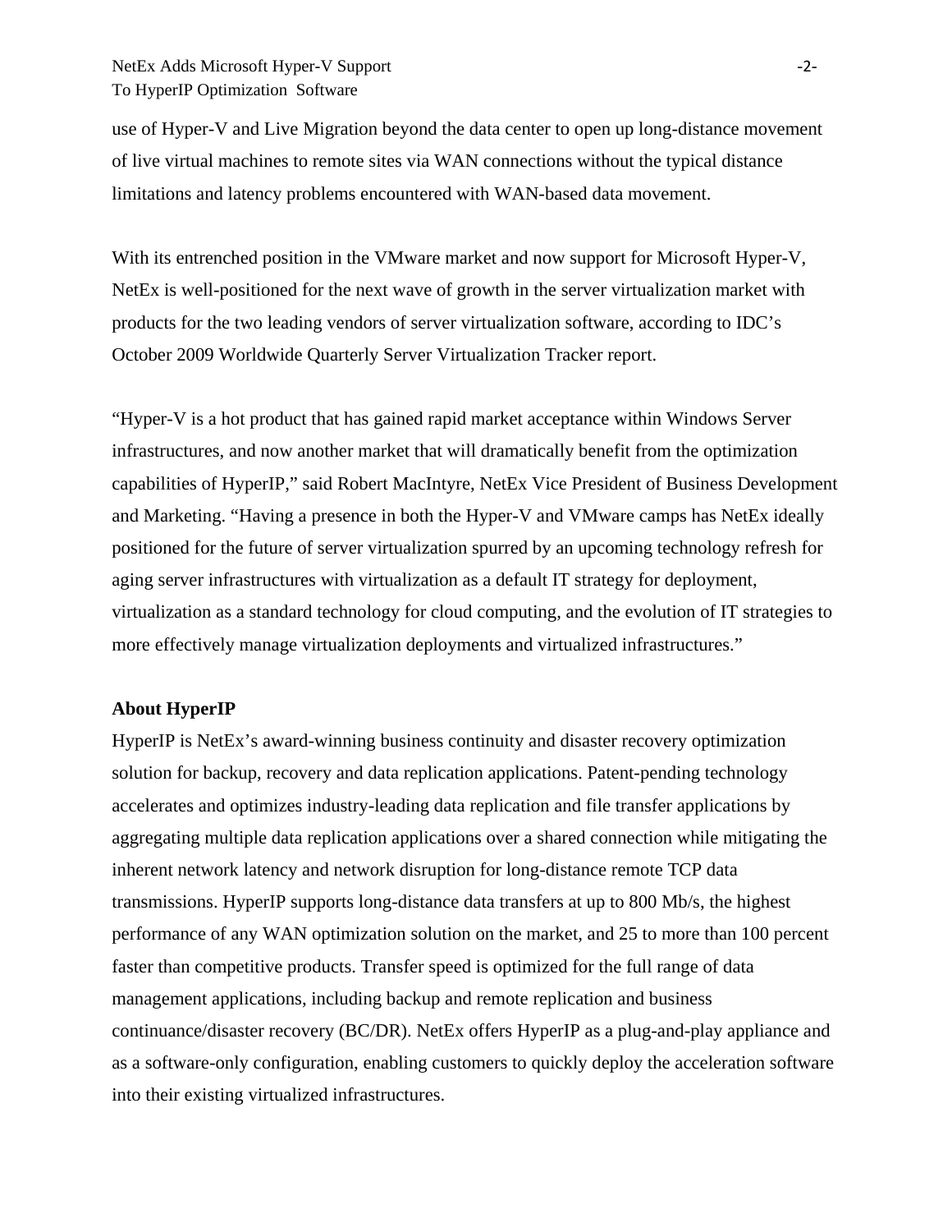use of Hyper-V and Live Migration beyond the data center to open up long-distance movement of live virtual machines to remote sites via WAN connections without the typical distance limitations and latency problems encountered with WAN-based data movement.

With its entrenched position in the VMware market and now support for Microsoft Hyper-V, NetEx is well-positioned for the next wave of growth in the server virtualization market with products for the two leading vendors of server virtualization software, according to IDC's October 2009 Worldwide Quarterly Server Virtualization Tracker report.

"Hyper-V is a hot product that has gained rapid market acceptance within Windows Server infrastructures, and now another market that will dramatically benefit from the optimization capabilities of HyperIP," said Robert MacIntyre, NetEx Vice President of Business Development and Marketing. "Having a presence in both the Hyper-V and VMware camps has NetEx ideally positioned for the future of server virtualization spurred by an upcoming technology refresh for aging server infrastructures with virtualization as a default IT strategy for deployment, virtualization as a standard technology for cloud computing, and the evolution of IT strategies to more effectively manage virtualization deployments and virtualized infrastructures."

**About HyperIP**

HyperIP is NetEx's award-winning business continuity and disaster recovery optimization solution for backup, recovery and data replication applications. Patent-pending technology accelerates and optimizes industry-leading data replication and file transfer applications by aggregating multiple data replication applications over a shared connection while mitigating the inherent network latency and network disruption for long-distance remote TCP data transmissions. HyperIP supports long-distance data transfers at up to 800 Mb/s, the highest performance of any WAN optimization solution on the market, and 25 to more than 100 percent faster than competitive products. Transfer speed is optimized for the full range of data management applications, including backup and remote replication and business continuance/disaster recovery (BC/DR). NetEx offers HyperIP as a plug-and-play appliance and as a software-only configuration, enabling customers to quickly deploy the acceleration software into their existing virtualized infrastructures.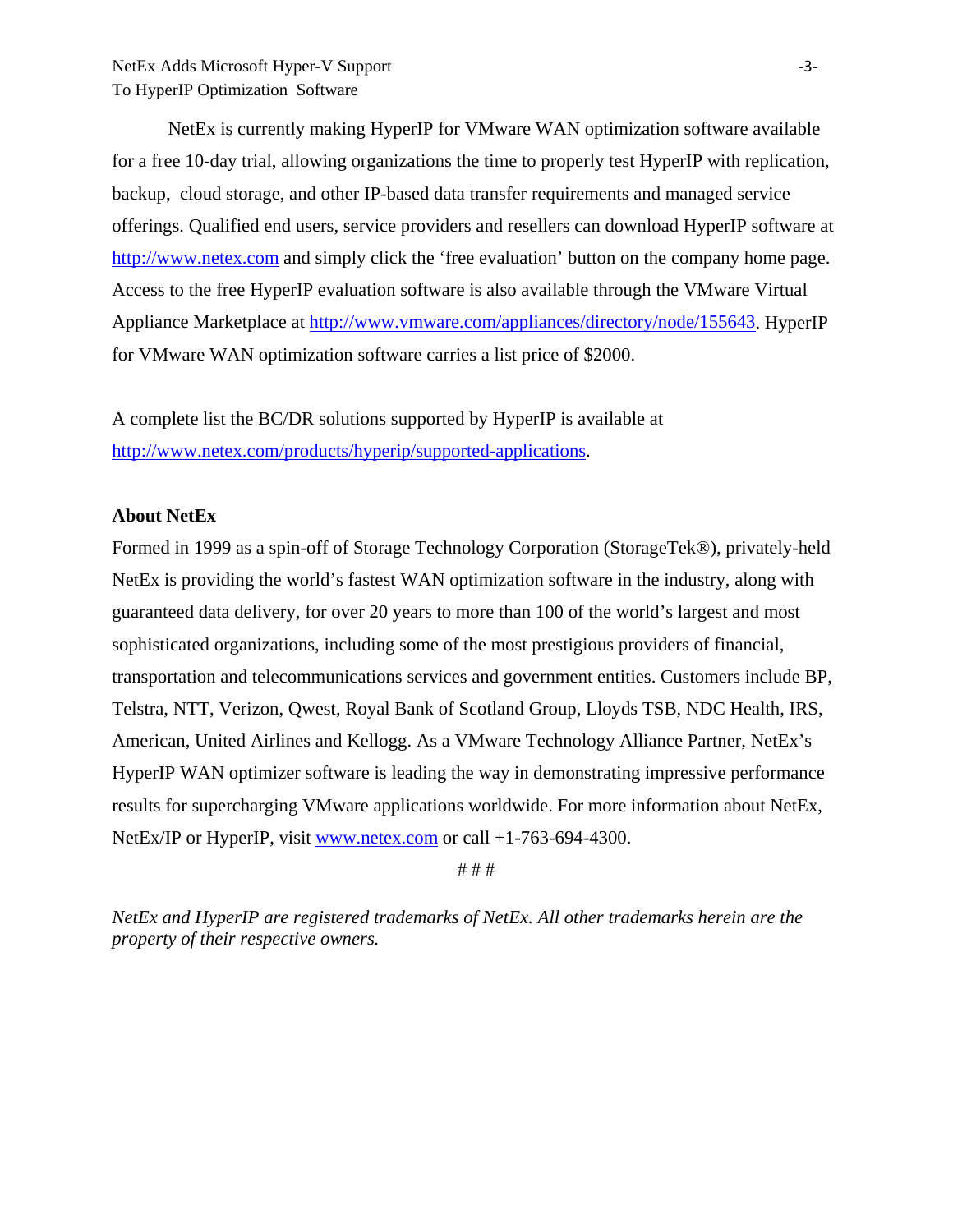NetEx is currently making HyperIP for VMware WAN optimization software available for a free 10-day trial, allowing organizations the time to properly test HyperIP with replication, backup, cloud storage, and other IP-based data transfer requirements and managed service offerings. Qualified end users, service providers and resellers can download HyperIP software at http://www.netex.com and simply click the 'free evaluation' button on the company home page. Access to the free HyperIP evaluation software is also available through the VMware Virtual Appliance Marketplace at http://www.vmware.com/appliances/directory/node/155643. HyperIP for VMware WAN optimization software carries a list price of $2000.

A complete list the BC/DR solutions supported by HyperIP is available at http://www.netex.com/products/hyperip/supported-applications.

**About NetEx**

Formed in 1999 as a spin-off of Storage Technology Corporation (StorageTek®), privately-held NetEx is providing the world's fastest WAN optimization software in the industry, along with guaranteed data delivery, for over 20 years to more than 100 of the world's largest and most sophisticated organizations, including some of the most prestigious providers of financial, transportation and telecommunications services and government entities. Customers include BP, Telstra, NTT, Verizon, Qwest, Royal Bank of Scotland Group, Lloyds TSB, NDC Health, IRS, American, United Airlines and Kellogg. As a VMware Technology Alliance Partner, NetEx's HyperIP WAN optimizer software is leading the way in demonstrating impressive performance results for supercharging VMware applications worldwide. For more information about NetEx, NetEx/IP or HyperIP, visit www.netex.com or call +1-763-694-4300.

# # #

*NetEx and HyperIP are registered trademarks of NetEx. All other trademarks herein are the property of their respective owners.*